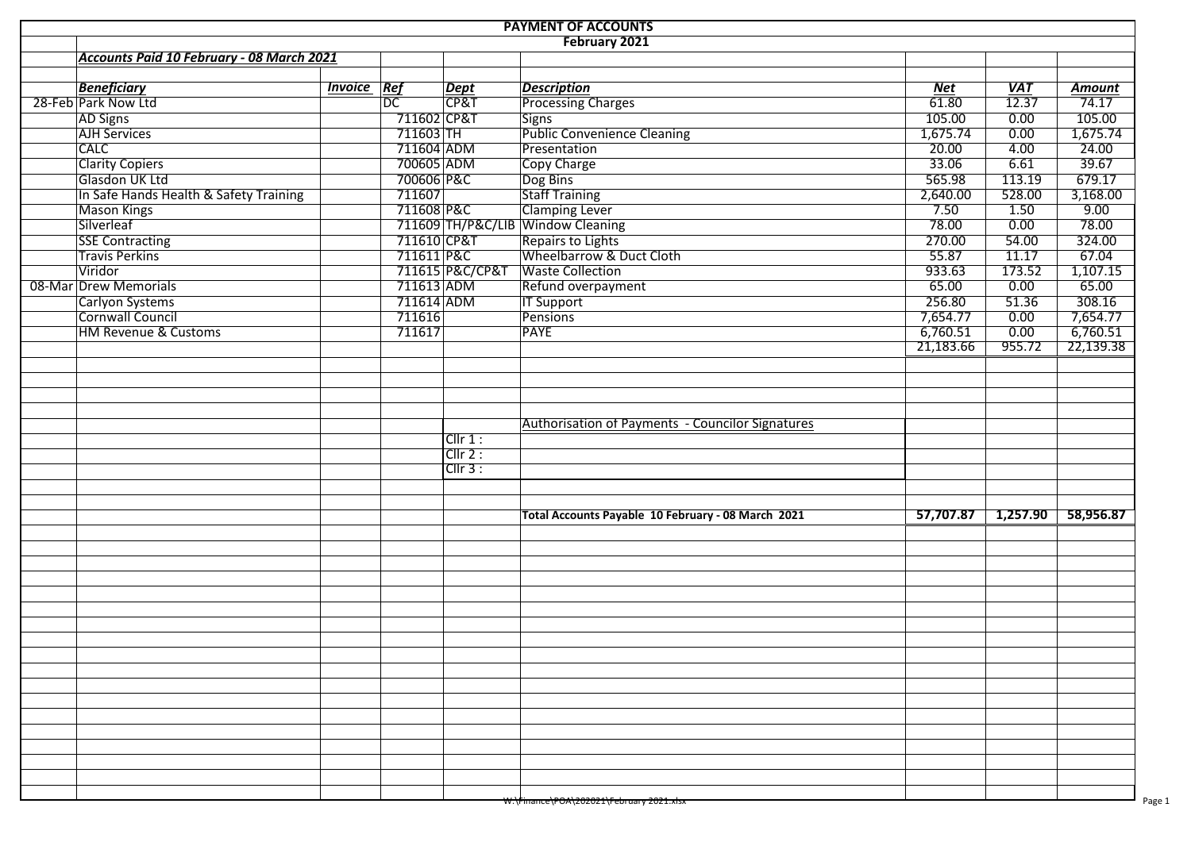# PAYMENT OF ACCOUNTS

## February 2021

***Accounts Paid 10 February - 08 March 2021***

| | ***Beneficiary*** | ***Invoice*** | ***Ref*** | ***Dept*** | ***Description*** | ***Net*** | ***VAT*** | ***Amount*** |
|---|---|---|---|---|---|---|---|---|
| 28-Feb | Park Now Ltd | | DC | CP&T | Processing Charges | 61.80 | 12.37 | 74.17 |
| | AD Signs | | 711602 | CP&T | Signs | 105.00 | 0.00 | 105.00 |
| | AJH Services | | 711603 | TH | Public Convenience Cleaning | 1,675.74 | 0.00 | 1,675.74 |
| | CALC | | 711604 | ADM | Presentation | 20.00 | 4.00 | 24.00 |
| | Clarity Copiers | | 700605 | ADM | Copy Charge | 33.06 | 6.61 | 39.67 |
| | Glasdon UK Ltd | | 700606 | P&C | Dog Bins | 565.98 | 113.19 | 679.17 |
| | In Safe Hands Health & Safety Training | | 711607 | | Staff Training | 2,640.00 | 528.00 | 3,168.00 |
| | Mason Kings | | 711608 | P&C | Clamping Lever | 7.50 | 1.50 | 9.00 |
| | Silverleaf | | 711609 | TH/P&C/LIB | Window Cleaning | 78.00 | 0.00 | 78.00 |
| | SSE Contracting | | 711610 | CP&T | Repairs to Lights | 270.00 | 54.00 | 324.00 |
| | Travis Perkins | | 711611 | P&C | Wheelbarrow & Duct Cloth | 55.87 | 11.17 | 67.04 |
| | Viridor | | 711615 | P&C/CP&T | Waste Collection | 933.63 | 173.52 | 1,107.15 |
| 08-Mar | Drew Memorials | | 711613 | ADM | Refund overpayment | 65.00 | 0.00 | 65.00 |
| | Carlyon Systems | | 711614 | ADM | IT Support | 256.80 | 51.36 | 308.16 |
| | Cornwall Council | | 711616 | | Pensions | 7,654.77 | 0.00 | 7,654.77 |
| | HM Revenue & Customs | | 711617 | | PAYE | 6,760.51 | 0.00 | 6,760.51 |
| | | | | | | 21,183.66 | 955.72 | 22,139.38 |

Authorisation of Payments - Councilor Signatures

Cllr 1 :

Cllr 2 :

Cllr 3 :

| **Total Accounts Payable 10 February - 08 March 2021** | **57,707.87** | **1,257.90** | **58,956.87** |
|---|---|---|---|

W:\Finance\POA\202021\February 2021.xlsx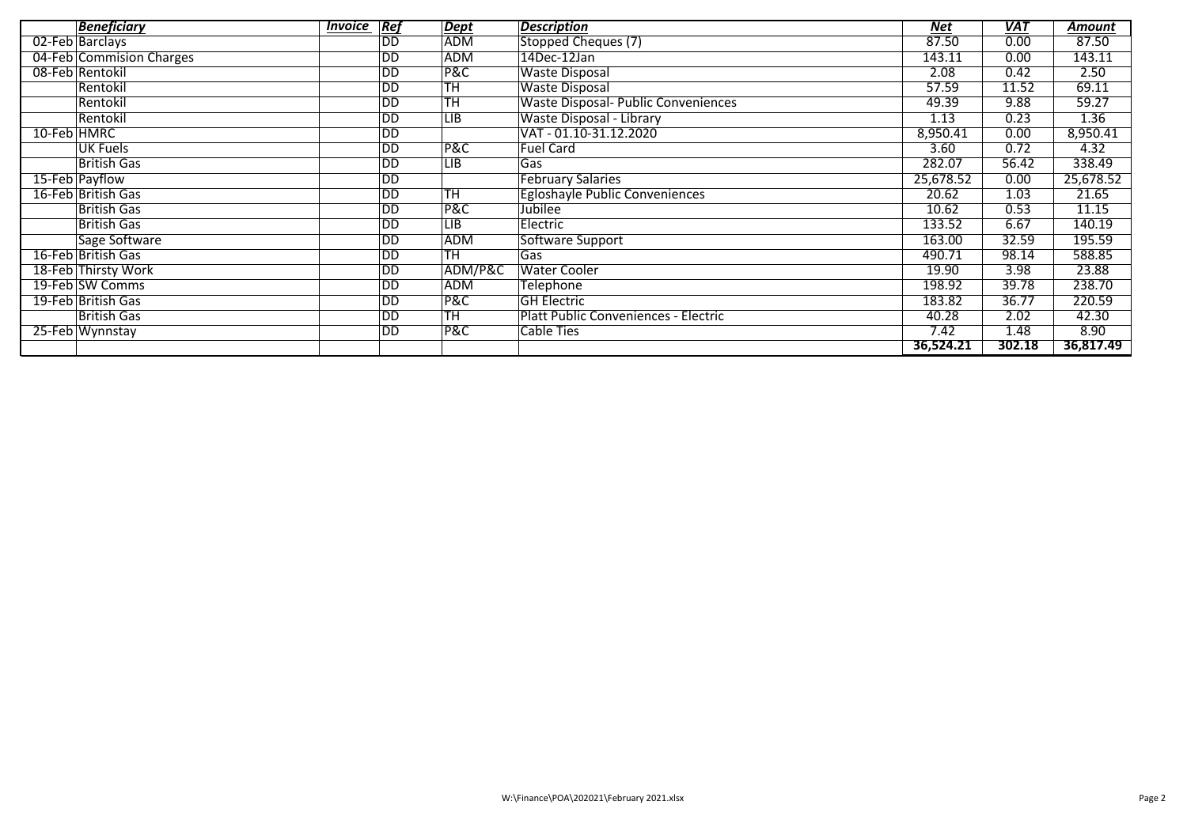| | Beneficiary | Invoice | Ref | Dept | Description | Net | VAT | Amount |
|---|---|---|---|---|---|---|---|---|
| 02-Feb | Barclays | | DD | ADM | Stopped Cheques (7) | 87.50 | 0.00 | 87.50 |
| 04-Feb | Commision Charges | | DD | ADM | 14Dec-12Jan | 143.11 | 0.00 | 143.11 |
| 08-Feb | Rentokil | | DD | P&C | Waste Disposal | 2.08 | 0.42 | 2.50 |
| | Rentokil | | DD | TH | Waste Disposal | 57.59 | 11.52 | 69.11 |
| | Rentokil | | DD | TH | Waste Disposal- Public Conveniences | 49.39 | 9.88 | 59.27 |
| | Rentokil | | DD | LIB | Waste Disposal - Library | 1.13 | 0.23 | 1.36 |
| 10-Feb | HMRC | | DD | | VAT - 01.10-31.12.2020 | 8,950.41 | 0.00 | 8,950.41 |
| | UK Fuels | | DD | P&C | Fuel Card | 3.60 | 0.72 | 4.32 |
| | British Gas | | DD | LIB | Gas | 282.07 | 56.42 | 338.49 |
| 15-Feb | Payflow | | DD | | February Salaries | 25,678.52 | 0.00 | 25,678.52 |
| 16-Feb | British Gas | | DD | TH | Egloshayle Public Conveniences | 20.62 | 1.03 | 21.65 |
| | British Gas | | DD | P&C | Jubilee | 10.62 | 0.53 | 11.15 |
| | British Gas | | DD | LIB | Electric | 133.52 | 6.67 | 140.19 |
| | Sage Software | | DD | ADM | Software Support | 163.00 | 32.59 | 195.59 |
| 16-Feb | British Gas | | DD | TH | Gas | 490.71 | 98.14 | 588.85 |
| 18-Feb | Thirsty Work | | DD | ADM/P&C | Water Cooler | 19.90 | 3.98 | 23.88 |
| 19-Feb | SW Comms | | DD | ADM | Telephone | 198.92 | 39.78 | 238.70 |
| 19-Feb | British Gas | | DD | P&C | GH Electric | 183.82 | 36.77 | 220.59 |
| | British Gas | | DD | TH | Platt Public Conveniences - Electric | 40.28 | 2.02 | 42.30 |
| 25-Feb | Wynnstay | | DD | P&C | Cable Ties | 7.42 | 1.48 | 8.90 |
| | | | | | | **36,524.21** | **302.18** | **36,817.49** |

W:\Finance\POA\202021\February 2021.xlsx